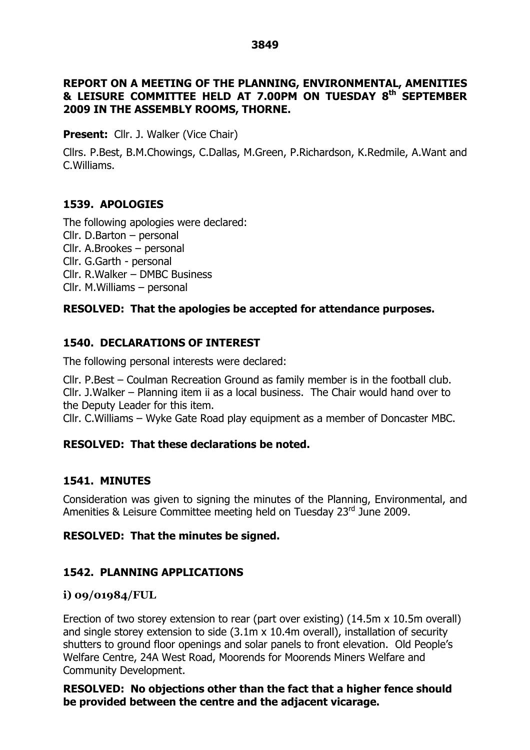**REPORT ON A MEETING OF THE PLANNING, ENVIRONMENTAL, AMENITIES & LEISURE COMMITTEE HELD AT 7.00PM ON TUESDAY 8th SEPTEMBER 2009 IN THE ASSEMBLY ROOMS, THORNE.**

**Present:** Cllr. J. Walker (Vice Chair)

Cllrs. P.Best, B.M.Chowings, C.Dallas, M.Green, P.Richardson, K.Redmile, A.Want and C.Williams.

## 1539. APOLOGIES

The following apologies were declared:
Cllr. D.Barton – personal
Cllr. A.Brookes – personal
Cllr. G.Garth - personal
Cllr. R.Walker – DMBC Business
Cllr. M.Williams – personal

**RESOLVED: That the apologies be accepted for attendance purposes.**

## 1540. DECLARATIONS OF INTEREST

The following personal interests were declared:

Cllr. P.Best – Coulman Recreation Ground as family member is in the football club.
Cllr. J.Walker – Planning item ii as a local business. The Chair would hand over to the Deputy Leader for this item.
Cllr. C.Williams – Wyke Gate Road play equipment as a member of Doncaster MBC.

**RESOLVED: That these declarations be noted.**

## 1541. MINUTES

Consideration was given to signing the minutes of the Planning, Environmental, and Amenities & Leisure Committee meeting held on Tuesday 23rd June 2009.

**RESOLVED: That the minutes be signed.**

## 1542. PLANNING APPLICATIONS

### i) 09/01984/FUL

Erection of two storey extension to rear (part over existing) (14.5m x 10.5m overall) and single storey extension to side (3.1m x 10.4m overall), installation of security shutters to ground floor openings and solar panels to front elevation. Old People's Welfare Centre, 24A West Road, Moorends for Moorends Miners Welfare and Community Development.

**RESOLVED: No objections other than the fact that a higher fence should be provided between the centre and the adjacent vicarage.**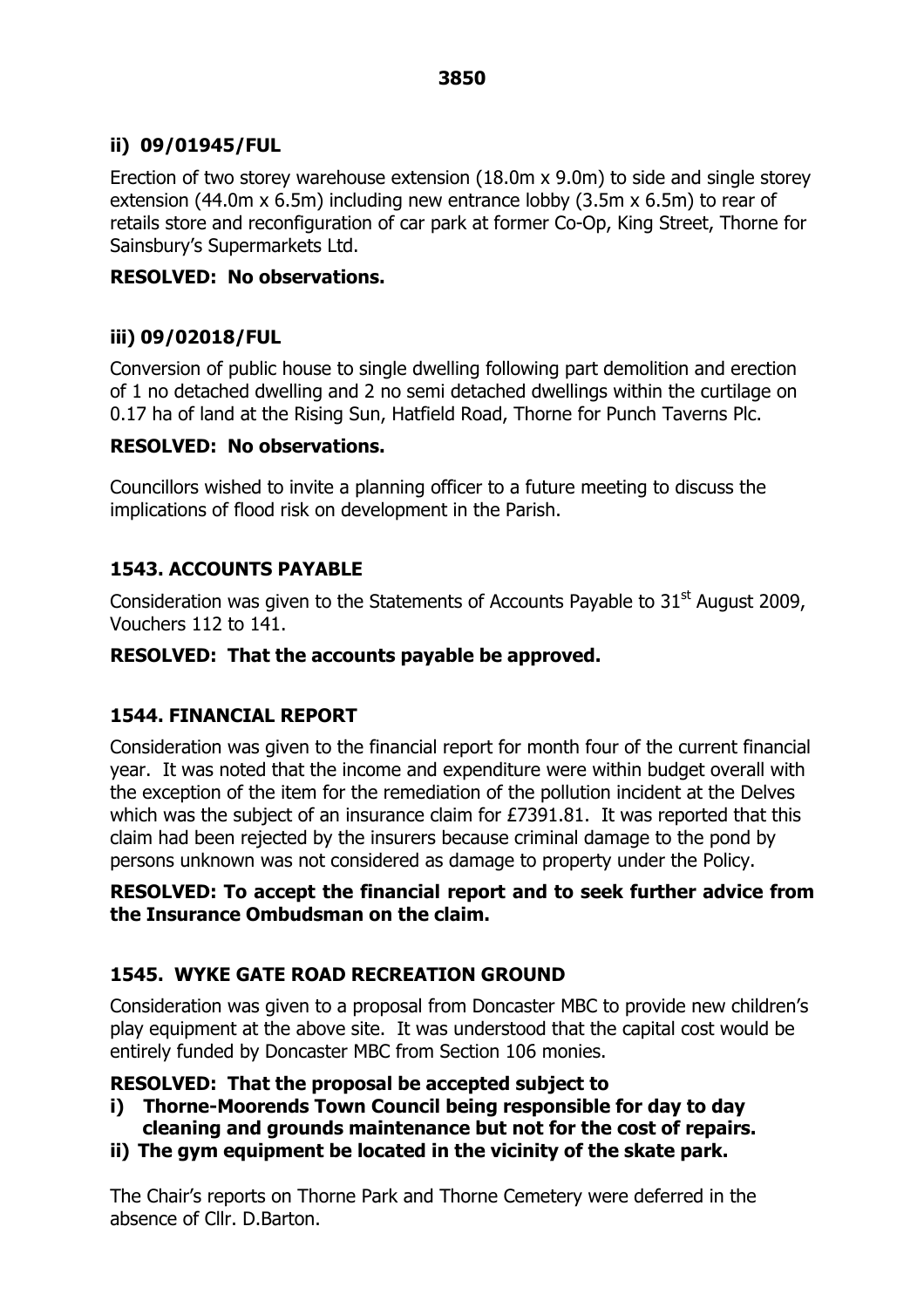### ii) 09/01945/FUL

Erection of two storey warehouse extension (18.0m x 9.0m) to side and single storey extension (44.0m x 6.5m) including new entrance lobby (3.5m x 6.5m) to rear of retails store and reconfiguration of car park at former Co-Op, King Street, Thorne for Sainsbury's Supermarkets Ltd.

**RESOLVED: No observations.**

### iii) 09/02018/FUL

Conversion of public house to single dwelling following part demolition and erection of 1 no detached dwelling and 2 no semi detached dwellings within the curtilage on 0.17 ha of land at the Rising Sun, Hatfield Road, Thorne for Punch Taverns Plc.

**RESOLVED: No observations.**

Councillors wished to invite a planning officer to a future meeting to discuss the implications of flood risk on development in the Parish.

## 1543. ACCOUNTS PAYABLE

Consideration was given to the Statements of Accounts Payable to 31st August 2009, Vouchers 112 to 141.

**RESOLVED: That the accounts payable be approved.**

## 1544. FINANCIAL REPORT

Consideration was given to the financial report for month four of the current financial year. It was noted that the income and expenditure were within budget overall with the exception of the item for the remediation of the pollution incident at the Delves which was the subject of an insurance claim for £7391.81. It was reported that this claim had been rejected by the insurers because criminal damage to the pond by persons unknown was not considered as damage to property under the Policy.

**RESOLVED: To accept the financial report and to seek further advice from the Insurance Ombudsman on the claim.**

## 1545. WYKE GATE ROAD RECREATION GROUND

Consideration was given to a proposal from Doncaster MBC to provide new children's play equipment at the above site. It was understood that the capital cost would be entirely funded by Doncaster MBC from Section 106 monies.

**RESOLVED: That the proposal be accepted subject to**

**i) Thorne-Moorends Town Council being responsible for day to day cleaning and grounds maintenance but not for the cost of repairs.**

**ii) The gym equipment be located in the vicinity of the skate park.**

The Chair's reports on Thorne Park and Thorne Cemetery were deferred in the absence of Cllr. D.Barton.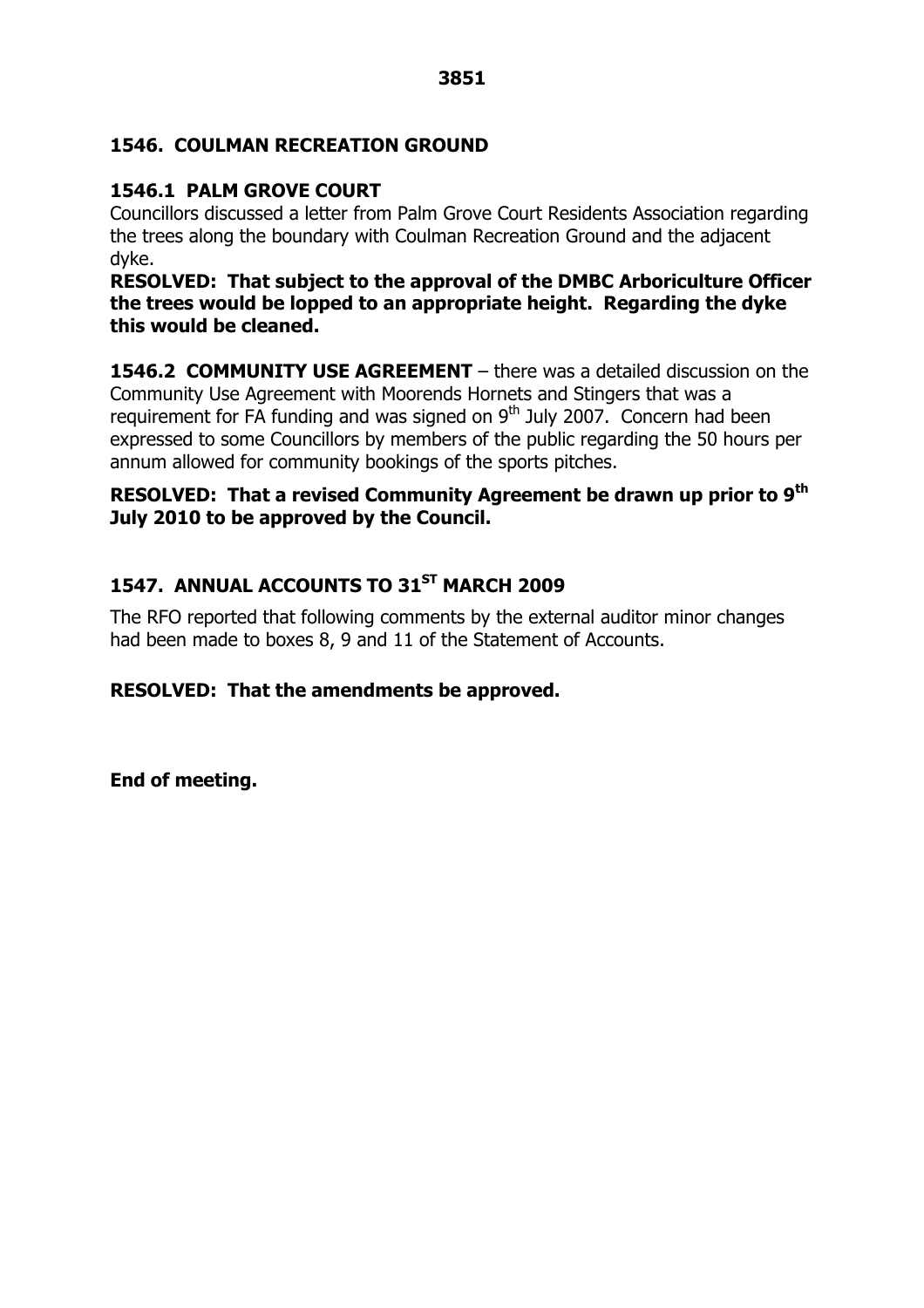## 1546. COULMAN RECREATION GROUND

### 1546.1 PALM GROVE COURT

Councillors discussed a letter from Palm Grove Court Residents Association regarding the trees along the boundary with Coulman Recreation Ground and the adjacent dyke.

**RESOLVED: That subject to the approval of the DMBC Arboriculture Officer the trees would be lopped to an appropriate height. Regarding the dyke this would be cleaned.**

**1546.2 COMMUNITY USE AGREEMENT** – there was a detailed discussion on the Community Use Agreement with Moorends Hornets and Stingers that was a requirement for FA funding and was signed on 9th July 2007. Concern had been expressed to some Councillors by members of the public regarding the 50 hours per annum allowed for community bookings of the sports pitches.

**RESOLVED: That a revised Community Agreement be drawn up prior to 9th July 2010 to be approved by the Council.**

## 1547. ANNUAL ACCOUNTS TO 31ST MARCH 2009

The RFO reported that following comments by the external auditor minor changes had been made to boxes 8, 9 and 11 of the Statement of Accounts.

**RESOLVED: That the amendments be approved.**

**End of meeting.**